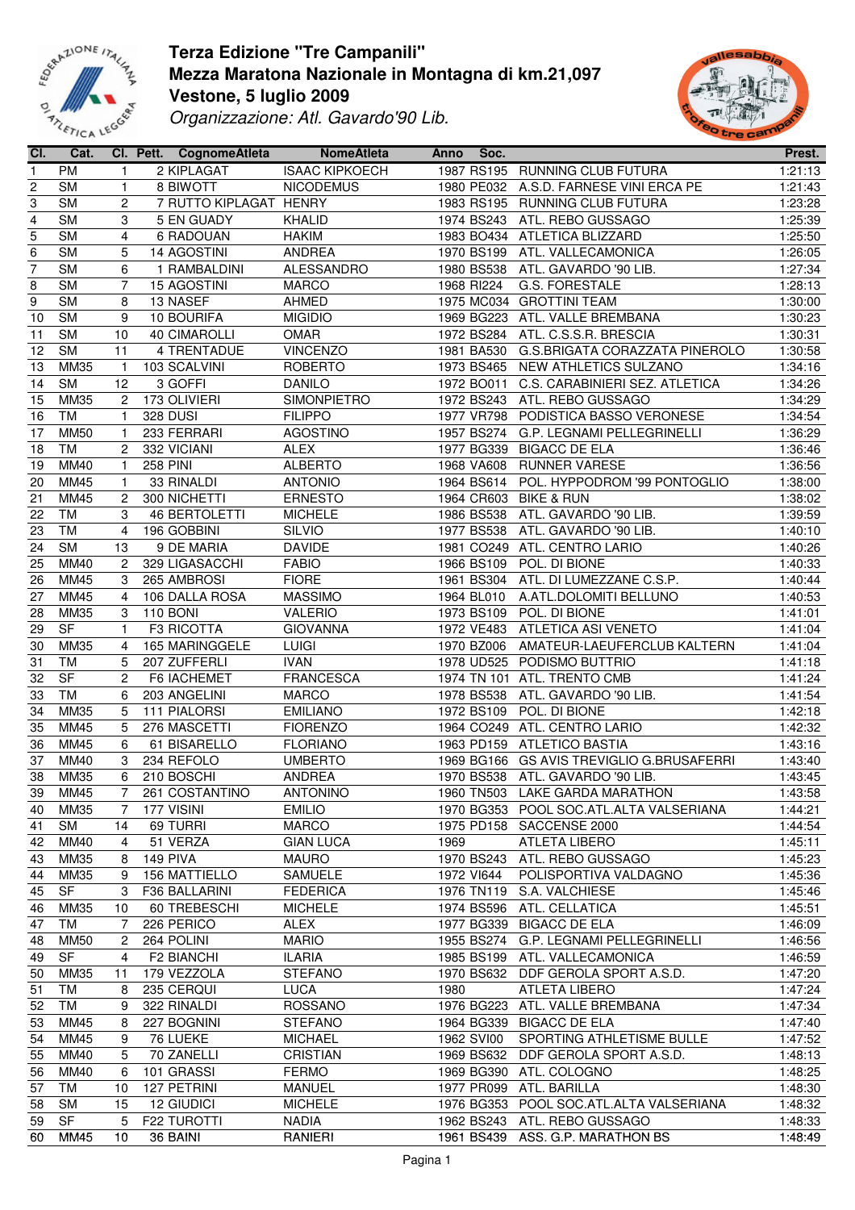# Terza Edizione "Tre Campanili"

## Mezza Maratona Nazionale in Montagna di km.21,097

## Vestone, 5 luglio 2009

*Organizzazione: Atl. Gavardo'90 Lib.*

| Cl. | Cat. | Cl. | Pett. | CognomeAtleta | NomeAtleta | Anno | Soc. | | Prest. |
|---|---|---|---|---|---|---|---|---|---|
| 1 | PM | 1 | 2 | KIPLAGAT | ISAAC KIPKOECH | 1987 | RS195 | RUNNING CLUB FUTURA | 1:21:13 |
| 2 | SM | 1 | 8 | BIWOTT | NICODEMUS | 1980 | PE032 | A.S.D. FARNESE VINI ERCA PE | 1:21:43 |
| 3 | SM | 2 | 7 | RUTTO KIPLAGAT | HENRY | 1983 | RS195 | RUNNING CLUB FUTURA | 1:23:28 |
| 4 | SM | 3 | 5 | EN GUADY | KHALID | 1974 | BS243 | ATL. REBO GUSSAGO | 1:25:39 |
| 5 | SM | 4 | 6 | RADOUAN | HAKIM | 1983 | BO434 | ATLETICA BLIZZARD | 1:25:50 |
| 6 | SM | 5 | 14 | AGOSTINI | ANDREA | 1970 | BS199 | ATL. VALLECAMONICA | 1:26:05 |
| 7 | SM | 6 | 1 | RAMBALDINI | ALESSANDRO | 1980 | BS538 | ATL. GAVARDO '90 LIB. | 1:27:34 |
| 8 | SM | 7 | 15 | AGOSTINI | MARCO | 1968 | RI224 | G.S. FORESTALE | 1:28:13 |
| 9 | SM | 8 | 13 | NASEF | AHMED | 1975 | MC034 | GROTTINI TEAM | 1:30:00 |
| 10 | SM | 9 | 10 | BOURIFA | MIGIDIO | 1969 | BG223 | ATL. VALLE BREMBANA | 1:30:23 |
| 11 | SM | 10 | 40 | CIMAROLLI | OMAR | 1972 | BS284 | ATL. C.S.S.R. BRESCIA | 1:30:31 |
| 12 | SM | 11 | 4 | TRENTADUE | VINCENZO | 1981 | BA530 | G.S.BRIGATA CORAZZATA PINEROLO | 1:30:58 |
| 13 | MM35 | 1 | 103 | SCALVINI | ROBERTO | 1973 | BS465 | NEW ATHLETICS SULZANO | 1:34:16 |
| 14 | SM | 12 | 3 | GOFFI | DANILO | 1972 | BO011 | C.S. CARABINIERI SEZ. ATLETICA | 1:34:26 |
| 15 | MM35 | 2 | 173 | OLIVIERI | SIMONPIETRO | 1972 | BS243 | ATL. REBO GUSSAGO | 1:34:29 |
| 16 | TM | 1 | 328 | DUSI | FILIPPO | 1977 | VR798 | PODISTICA BASSO VERONESE | 1:34:54 |
| 17 | MM50 | 1 | 233 | FERRARI | AGOSTINO | 1957 | BS274 | G.P. LEGNAMI PELLEGRINELLI | 1:36:29 |
| 18 | TM | 2 | 332 | VICIANI | ALEX | 1977 | BG339 | BIGACC DE ELA | 1:36:46 |
| 19 | MM40 | 1 | 258 | PINI | ALBERTO | 1968 | VA608 | RUNNER VARESE | 1:36:56 |
| 20 | MM45 | 1 | 33 | RINALDI | ANTONIO | 1964 | BS614 | POL. HYPPODROM '99 PONTOGLIO | 1:38:00 |
| 21 | MM45 | 2 | 300 | NICHETTI | ERNESTO | 1964 | CR603 | BIKE & RUN | 1:38:02 |
| 22 | TM | 3 | 46 | BERTOLETTI | MICHELE | 1986 | BS538 | ATL. GAVARDO '90 LIB. | 1:39:59 |
| 23 | TM | 4 | 196 | GOBBINI | SILVIO | 1977 | BS538 | ATL. GAVARDO '90 LIB. | 1:40:10 |
| 24 | SM | 13 | 9 | DE MARIA | DAVIDE | 1981 | CO249 | ATL. CENTRO LARIO | 1:40:26 |
| 25 | MM40 | 2 | 329 | LIGASACCHI | FABIO | 1966 | BS109 | POL. DI BIONE | 1:40:33 |
| 26 | MM45 | 3 | 265 | AMBROSI | FIORE | 1961 | BS304 | ATL. DI LUMEZZANE C.S.P. | 1:40:44 |
| 27 | MM45 | 4 | 106 | DALLA ROSA | MASSIMO | 1964 | BL010 | A.ATL.DOLOMITI BELLUNO | 1:40:53 |
| 28 | MM35 | 3 | 110 | BONI | VALERIO | 1973 | BS109 | POL. DI BIONE | 1:41:01 |
| 29 | SF | 1 | F3 | RICOTTA | GIOVANNA | 1972 | VE483 | ATLETICA ASI VENETO | 1:41:04 |
| 30 | MM35 | 4 | 165 | MARINGGELE | LUIGI | 1970 | BZ006 | AMATEUR-LAEUFERCLUB KALTERN | 1:41:04 |
| 31 | TM | 5 | 207 | ZUFFERLI | IVAN | 1978 | UD525 | PODISMO BUTTRIO | 1:41:18 |
| 32 | SF | 2 | F6 | IACHEMET | FRANCESCA | 1974 | TN 101 | ATL. TRENTO CMB | 1:41:24 |
| 33 | TM | 6 | 203 | ANGELINI | MARCO | 1978 | BS538 | ATL. GAVARDO '90 LIB. | 1:41:54 |
| 34 | MM35 | 5 | 111 | PIALORSI | EMILIANO | 1972 | BS109 | POL. DI BIONE | 1:42:18 |
| 35 | MM45 | 5 | 276 | MASCETTI | FIORENZO | 1964 | CO249 | ATL. CENTRO LARIO | 1:42:32 |
| 36 | MM45 | 6 | 61 | BISARELLO | FLORIANO | 1963 | PD159 | ATLETICO BASTIA | 1:43:16 |
| 37 | MM40 | 3 | 234 | REFOLO | UMBERTO | 1969 | BG166 | GS AVIS TREVIGLIO G.BRUSAFERRI | 1:43:40 |
| 38 | MM35 | 6 | 210 | BOSCHI | ANDREA | 1970 | BS538 | ATL. GAVARDO '90 LIB. | 1:43:45 |
| 39 | MM45 | 7 | 261 | COSTANTINO | ANTONINO | 1960 | TN503 | LAKE GARDA MARATHON | 1:43:58 |
| 40 | MM35 | 7 | 177 | VISINI | EMILIO | 1970 | BG353 | POOL SOC.ATL.ALTA VALSERIANA | 1:44:21 |
| 41 | SM | 14 | 69 | TURRI | MARCO | 1975 | PD158 | SACCENSE 2000 | 1:44:54 |
| 42 | MM40 | 4 | 51 | VERZA | GIAN LUCA | 1969 | | ATLETA LIBERO | 1:45:11 |
| 43 | MM35 | 8 | 149 | PIVA | MAURO | 1970 | BS243 | ATL. REBO GUSSAGO | 1:45:23 |
| 44 | MM35 | 9 | 156 | MATTIELLO | SAMUELE | 1972 | VI644 | POLISPORTIVA VALDAGNO | 1:45:36 |
| 45 | SF | 3 | F36 | BALLARINI | FEDERICA | 1976 | TN119 | S.A. VALCHIESE | 1:45:46 |
| 46 | MM35 | 10 | 60 | TREBESCHI | MICHELE | 1974 | BS596 | ATL. CELLATICA | 1:45:51 |
| 47 | TM | 7 | 226 | PERICO | ALEX | 1977 | BG339 | BIGACC DE ELA | 1:46:09 |
| 48 | MM50 | 2 | 264 | POLINI | MARIO | 1955 | BS274 | G.P. LEGNAMI PELLEGRINELLI | 1:46:56 |
| 49 | SF | 4 | F2 | BIANCHI | ILARIA | 1985 | BS199 | ATL. VALLECAMONICA | 1:46:59 |
| 50 | MM35 | 11 | 179 | VEZZOLA | STEFANO | 1970 | BS632 | DDF GEROLA SPORT A.S.D. | 1:47:20 |
| 51 | TM | 8 | 235 | CERQUI | LUCA | 1980 | | ATLETA LIBERO | 1:47:24 |
| 52 | TM | 9 | 322 | RINALDI | ROSSANO | 1976 | BG223 | ATL. VALLE BREMBANA | 1:47:34 |
| 53 | MM45 | 8 | 227 | BOGNINI | STEFANO | 1964 | BG339 | BIGACC DE ELA | 1:47:40 |
| 54 | MM45 | 9 | 76 | LUEKE | MICHAEL | 1962 | SVI00 | SPORTING ATHLETISME BULLE | 1:47:52 |
| 55 | MM40 | 5 | 70 | ZANELLI | CRISTIAN | 1969 | BS632 | DDF GEROLA SPORT A.S.D. | 1:48:13 |
| 56 | MM40 | 6 | 101 | GRASSI | FERMO | 1969 | BG390 | ATL. COLOGNO | 1:48:25 |
| 57 | TM | 10 | 127 | PETRINI | MANUEL | 1977 | PR099 | ATL. BARILLA | 1:48:30 |
| 58 | SM | 15 | 12 | GIUDICI | MICHELE | 1976 | BG353 | POOL SOC.ATL.ALTA VALSERIANA | 1:48:32 |
| 59 | SF | 5 | F22 | TUROTTI | NADIA | 1962 | BS243 | ATL. REBO GUSSAGO | 1:48:33 |
| 60 | MM45 | 10 | 36 | BAINI | RANIERI | 1961 | BS439 | ASS. G.P. MARATHON BS | 1:48:49 |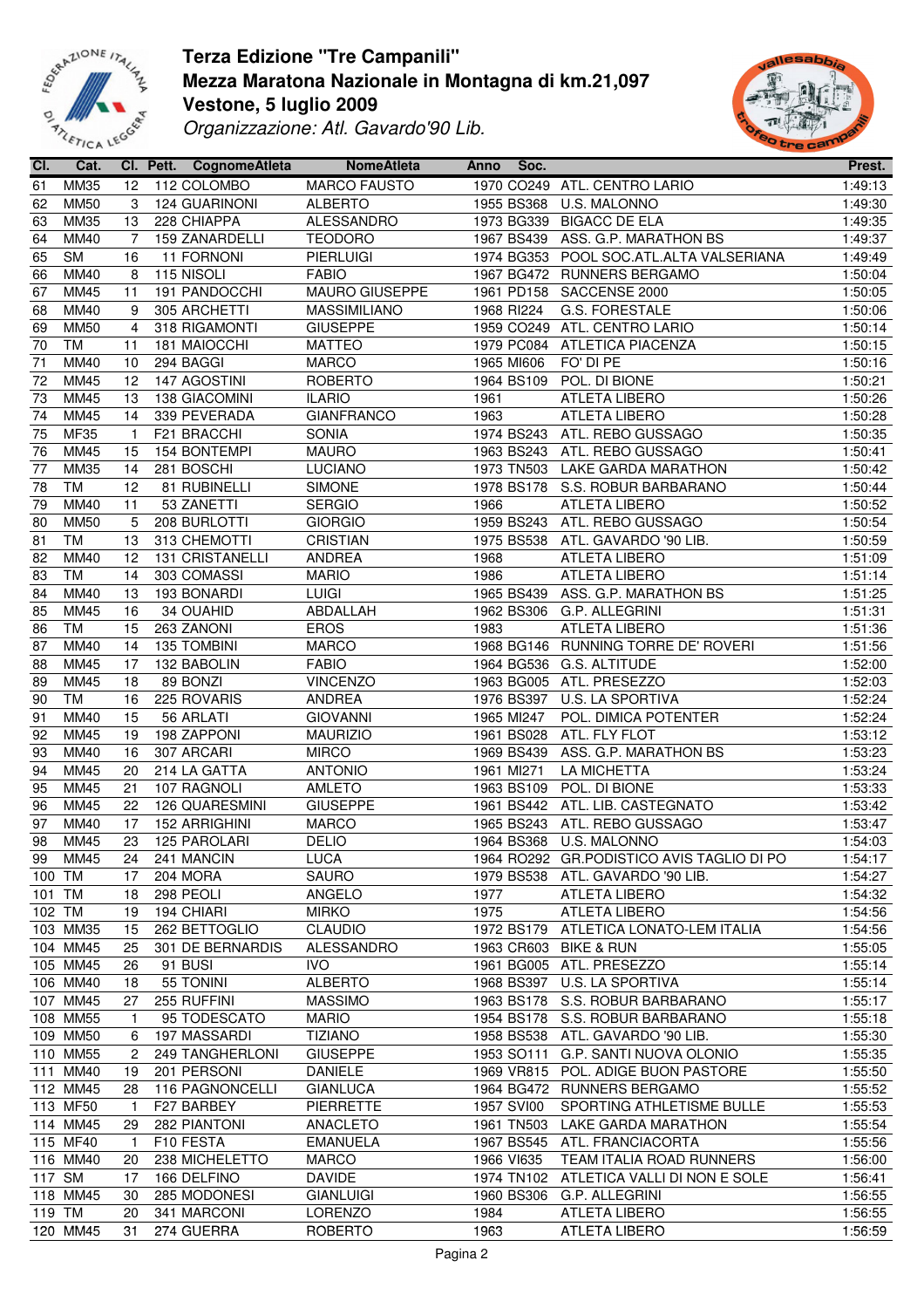# Terza Edizione "Tre Campanili"
## Mezza Maratona Nazionale in Montagna di km.21,097
## Vestone, 5 luglio 2009
*Organizzazione: Atl. Gavardo'90 Lib.*

| Cl. | Cat. | Cl. | Pett. | CognomeAtleta | NomeAtleta | Anno | Soc. | | Prest. |
|---|---|---|---|---|---|---|---|---|---|
| 61 | MM35 | 12 | 112 | COLOMBO | MARCO FAUSTO | 1970 | CO249 | ATL. CENTRO LARIO | 1:49:13 |
| 62 | MM50 | 3 | 124 | GUARINONI | ALBERTO | 1955 | BS368 | U.S. MALONNO | 1:49:30 |
| 63 | MM35 | 13 | 228 | CHIAPPA | ALESSANDRO | 1973 | BG339 | BIGACC DE ELA | 1:49:35 |
| 64 | MM40 | 7 | 159 | ZANARDELLI | TEODORO | 1967 | BS439 | ASS. G.P. MARATHON BS | 1:49:37 |
| 65 | SM | 16 | 11 | FORNONI | PIERLUIGI | 1974 | BG353 | POOL SOC.ATL.ALTA VALSERIANA | 1:49:49 |
| 66 | MM40 | 8 | 115 | NISOLI | FABIO | 1967 | BG472 | RUNNERS BERGAMO | 1:50:04 |
| 67 | MM45 | 11 | 191 | PANDOCCHI | MAURO GIUSEPPE | 1961 | PD158 | SACCENSE 2000 | 1:50:05 |
| 68 | MM40 | 9 | 305 | ARCHETTI | MASSIMILIANO | 1968 | RI224 | G.S. FORESTALE | 1:50:06 |
| 69 | MM50 | 4 | 318 | RIGAMONTI | GIUSEPPE | 1959 | CO249 | ATL. CENTRO LARIO | 1:50:14 |
| 70 | TM | 11 | 181 | MAIOCCHI | MATTEO | 1979 | PC084 | ATLETICA PIACENZA | 1:50:15 |
| 71 | MM40 | 10 | 294 | BAGGI | MARCO | 1965 | MI606 | FO' DI PE | 1:50:16 |
| 72 | MM45 | 12 | 147 | AGOSTINI | ROBERTO | 1964 | BS109 | POL. DI BIONE | 1:50:21 |
| 73 | MM45 | 13 | 138 | GIACOMINI | ILARIO | 1961 | | ATLETA LIBERO | 1:50:26 |
| 74 | MM45 | 14 | 339 | PEVERADA | GIANFRANCO | 1963 | | ATLETA LIBERO | 1:50:28 |
| 75 | MF35 | 1 | F21 | BRACCHI | SONIA | 1974 | BS243 | ATL. REBO GUSSAGO | 1:50:35 |
| 76 | MM45 | 15 | 154 | BONTEMPI | MAURO | 1963 | BS243 | ATL. REBO GUSSAGO | 1:50:41 |
| 77 | MM35 | 14 | 281 | BOSCHI | LUCIANO | 1973 | TN503 | LAKE GARDA MARATHON | 1:50:42 |
| 78 | TM | 12 | 81 | RUBINELLI | SIMONE | 1978 | BS178 | S.S. ROBUR BARBARANO | 1:50:44 |
| 79 | MM40 | 11 | 53 | ZANETTI | SERGIO | 1966 | | ATLETA LIBERO | 1:50:52 |
| 80 | MM50 | 5 | 208 | BURLOTTI | GIORGIO | 1959 | BS243 | ATL. REBO GUSSAGO | 1:50:54 |
| 81 | TM | 13 | 313 | CHEMOTTI | CRISTIAN | 1975 | BS538 | ATL. GAVARDO '90 LIB. | 1:50:59 |
| 82 | MM40 | 12 | 131 | CRISTANELLI | ANDREA | 1968 | | ATLETA LIBERO | 1:51:09 |
| 83 | TM | 14 | 303 | COMASSI | MARIO | 1986 | | ATLETA LIBERO | 1:51:14 |
| 84 | MM40 | 13 | 193 | BONARDI | LUIGI | 1965 | BS439 | ASS. G.P. MARATHON BS | 1:51:25 |
| 85 | MM45 | 16 | 34 | OUAHID | ABDALLAH | 1962 | BS306 | G.P. ALLEGRINI | 1:51:31 |
| 86 | TM | 15 | 263 | ZANONI | EROS | 1983 | | ATLETA LIBERO | 1:51:36 |
| 87 | MM40 | 14 | 135 | TOMBINI | MARCO | 1968 | BG146 | RUNNING TORRE DE' ROVERI | 1:51:56 |
| 88 | MM45 | 17 | 132 | BABOLIN | FABIO | 1964 | BG536 | G.S. ALTITUDE | 1:52:00 |
| 89 | MM45 | 18 | 89 | BONZI | VINCENZO | 1963 | BG005 | ATL. PRESEZZO | 1:52:03 |
| 90 | TM | 16 | 225 | ROVARIS | ANDREA | 1976 | BS397 | U.S. LA SPORTIVA | 1:52:24 |
| 91 | MM40 | 15 | 56 | ARLATI | GIOVANNI | 1965 | MI247 | POL. DIMICA POTENTER | 1:52:24 |
| 92 | MM45 | 19 | 198 | ZAPPONI | MAURIZIO | 1961 | BS028 | ATL. FLY FLOT | 1:53:12 |
| 93 | MM40 | 16 | 307 | ARCARI | MIRCO | 1969 | BS439 | ASS. G.P. MARATHON BS | 1:53:23 |
| 94 | MM45 | 20 | 214 | LA GATTA | ANTONIO | 1961 | MI271 | LA MICHETTA | 1:53:24 |
| 95 | MM45 | 21 | 107 | RAGNOLI | AMLETO | 1963 | BS109 | POL. DI BIONE | 1:53:33 |
| 96 | MM45 | 22 | 126 | QUARESMINI | GIUSEPPE | 1961 | BS442 | ATL. LIB. CASTEGNATO | 1:53:42 |
| 97 | MM40 | 17 | 152 | ARRIGHINI | MARCO | 1965 | BS243 | ATL. REBO GUSSAGO | 1:53:47 |
| 98 | MM45 | 23 | 125 | PAROLARI | DELIO | 1964 | BS368 | U.S. MALONNO | 1:54:03 |
| 99 | MM45 | 24 | 241 | MANCIN | LUCA | 1964 | RO292 | GR.PODISTICO AVIS TAGLIO DI PO | 1:54:17 |
| 100 | TM | 17 | 204 | MORA | SAURO | 1979 | BS538 | ATL. GAVARDO '90 LIB. | 1:54:27 |
| 101 | TM | 18 | 298 | PEOLI | ANGELO | 1977 | | ATLETA LIBERO | 1:54:32 |
| 102 | TM | 19 | 194 | CHIARI | MIRKO | 1975 | | ATLETA LIBERO | 1:54:56 |
| 103 | MM35 | 15 | 262 | BETTOGLIO | CLAUDIO | 1972 | BS179 | ATLETICA LONATO-LEM ITALIA | 1:54:56 |
| 104 | MM45 | 25 | 301 | DE BERNARDIS | ALESSANDRO | 1963 | CR603 | BIKE & RUN | 1:55:05 |
| 105 | MM45 | 26 | 91 | BUSI | IVO | 1961 | BG005 | ATL. PRESEZZO | 1:55:14 |
| 106 | MM40 | 18 | 55 | TONINI | ALBERTO | 1968 | BS397 | U.S. LA SPORTIVA | 1:55:14 |
| 107 | MM45 | 27 | 255 | RUFFINI | MASSIMO | 1963 | BS178 | S.S. ROBUR BARBARANO | 1:55:17 |
| 108 | MM55 | 1 | 95 | TODESCATO | MARIO | 1954 | BS178 | S.S. ROBUR BARBARANO | 1:55:18 |
| 109 | MM50 | 6 | 197 | MASSARDI | TIZIANO | 1958 | BS538 | ATL. GAVARDO '90 LIB. | 1:55:30 |
| 110 | MM55 | 2 | 249 | TANGHERLONI | GIUSEPPE | 1953 | SO111 | G.P. SANTI NUOVA OLONIO | 1:55:35 |
| 111 | MM40 | 19 | 201 | PERSONI | DANIELE | 1969 | VR815 | POL. ADIGE BUON PASTORE | 1:55:50 |
| 112 | MM45 | 28 | 116 | PAGNONCELLI | GIANLUCA | 1964 | BG472 | RUNNERS BERGAMO | 1:55:52 |
| 113 | MF50 | 1 | F27 | BARBEY | PIERRETTE | 1957 | SVI00 | SPORTING ATHLETISME BULLE | 1:55:53 |
| 114 | MM45 | 29 | 282 | PIANTONI | ANACLETO | 1961 | TN503 | LAKE GARDA MARATHON | 1:55:54 |
| 115 | MF40 | 1 | F10 | FESTA | EMANUELA | 1967 | BS545 | ATL. FRANCIACORTA | 1:55:56 |
| 116 | MM40 | 20 | 238 | MICHELETTO | MARCO | 1966 | VI635 | TEAM ITALIA ROAD RUNNERS | 1:56:00 |
| 117 | SM | 17 | 166 | DELFINO | DAVIDE | 1974 | TN102 | ATLETICA VALLI DI NON E SOLE | 1:56:41 |
| 118 | MM45 | 30 | 285 | MODONESI | GIANLUIGI | 1960 | BS306 | G.P. ALLEGRINI | 1:56:55 |
| 119 | TM | 20 | 341 | MARCONI | LORENZO | 1984 | | ATLETA LIBERO | 1:56:55 |
| 120 | MM45 | 31 | 274 | GUERRA | ROBERTO | 1963 | | ATLETA LIBERO | 1:56:59 |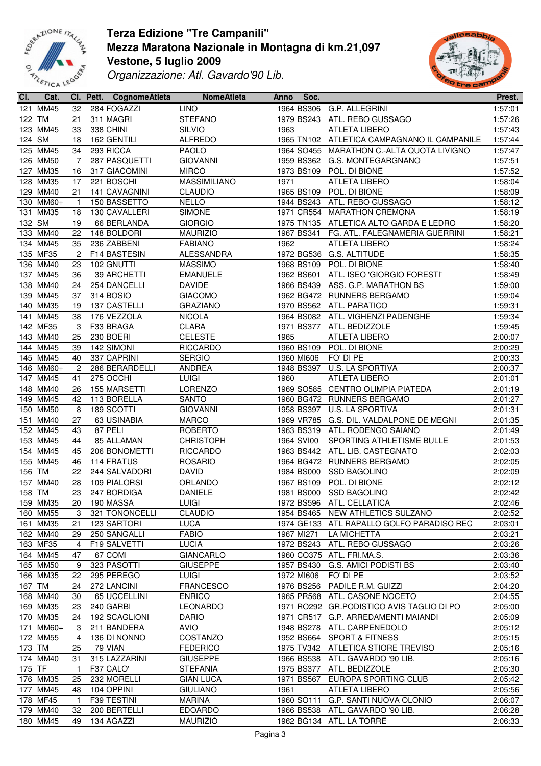# Terza Edizione "Tre Campanili"
## Mezza Maratona Nazionale in Montagna di km.21,097
## Vestone, 5 luglio 2009
*Organizzazione: Atl. Gavardo'90 Lib.*

| Cl. | Cat. | Cl. | Pett. | CognomeAtleta | NomeAtleta | Anno | Soc. | | Prest. |
|---|---|---|---|---|---|---|---|---|---|
| 121 | MM45 | 32 | 284 | FOGAZZI | LINO | 1964 | BS306 | G.P. ALLEGRINI | 1:57:01 |
| 122 | TM | 21 | 311 | MAGRI | STEFANO | 1979 | BS243 | ATL. REBO GUSSAGO | 1:57:26 |
| 123 | MM45 | 33 | 338 | CHINI | SILVIO | 1963 | | ATLETA LIBERO | 1:57:43 |
| 124 | SM | 18 | 162 | GENTILI | ALFREDO | 1965 | TN102 | ATLETICA CAMPAGNANO IL CAMPANILE | 1:57:44 |
| 125 | MM45 | 34 | 293 | RICCA | PAOLO | 1964 | SO455 | MARATHON C.-ALTA QUOTA LIVIGNO | 1:57:47 |
| 126 | MM50 | 7 | 287 | PASQUETTI | GIOVANNI | 1959 | BS362 | G.S. MONTEGARGNANO | 1:57:51 |
| 127 | MM35 | 16 | 317 | GIACOMINI | MIRCO | 1973 | BS109 | POL. DI BIONE | 1:57:52 |
| 128 | MM35 | 17 | 221 | BOSCHI | MASSIMILIANO | 1971 | | ATLETA LIBERO | 1:58:04 |
| 129 | MM40 | 21 | 141 | CAVAGNINI | CLAUDIO | 1965 | BS109 | POL. DI BIONE | 1:58:09 |
| 130 | MM60+ | 1 | 150 | BASSETTO | NELLO | 1944 | BS243 | ATL. REBO GUSSAGO | 1:58:12 |
| 131 | MM35 | 18 | 130 | CAVALLERI | SIMONE | 1971 | CR554 | MARATHON CREMONA | 1:58:19 |
| 132 | SM | 19 | 66 | BERLANDA | GIORGIO | 1975 | TN135 | ATLETICA ALTO GARDA E LEDRO | 1:58:20 |
| 133 | MM40 | 22 | 148 | BOLDORI | MAURIZIO | 1967 | BS341 | FG. ATL. FALEGNAMERIA GUERRINI | 1:58:21 |
| 134 | MM45 | 35 | 236 | ZABBENI | FABIANO | 1962 | | ATLETA LIBERO | 1:58:24 |
| 135 | MF35 | 2 | F14 | BASTESIN | ALESSANDRA | 1972 | BG536 | G.S. ALTITUDE | 1:58:35 |
| 136 | MM40 | 23 | 102 | GNUTTI | MASSIMO | 1968 | BS109 | POL. DI BIONE | 1:58:40 |
| 137 | MM45 | 36 | 39 | ARCHETTI | EMANUELE | 1962 | BS601 | ATL. ISEO 'GIORGIO FORESTI' | 1:58:49 |
| 138 | MM40 | 24 | 254 | DANCELLI | DAVIDE | 1966 | BS439 | ASS. G.P. MARATHON BS | 1:59:00 |
| 139 | MM45 | 37 | 314 | BOSIO | GIACOMO | 1962 | BG472 | RUNNERS BERGAMO | 1:59:04 |
| 140 | MM35 | 19 | 137 | CASTELLI | GRAZIANO | 1970 | BS562 | ATL. PARATICO | 1:59:31 |
| 141 | MM45 | 38 | 176 | VEZZOLA | NICOLA | 1964 | BS082 | ATL. VIGHENZI PADENGHE | 1:59:34 |
| 142 | MF35 | 3 | F33 | BRAGA | CLARA | 1971 | BS377 | ATL. BEDIZZOLE | 1:59:45 |
| 143 | MM40 | 25 | 230 | BOERI | CELESTE | 1965 | | ATLETA LIBERO | 2:00:07 |
| 144 | MM45 | 39 | 142 | SIMONI | RICCARDO | 1960 | BS109 | POL. DI BIONE | 2:00:29 |
| 145 | MM45 | 40 | 337 | CAPRINI | SERGIO | 1960 | MI606 | FO' DI PE | 2:00:33 |
| 146 | MM60+ | 2 | 286 | BERARDELLI | ANDREA | 1948 | BS397 | U.S. LA SPORTIVA | 2:00:37 |
| 147 | MM45 | 41 | 275 | OCCHI | LUIGI | 1960 | | ATLETA LIBERO | 2:01:01 |
| 148 | MM40 | 26 | 155 | MARSETTI | LORENZO | 1969 | SO585 | CENTRO OLIMPIA PIATEDA | 2:01:19 |
| 149 | MM45 | 42 | 113 | BORELLA | SANTO | 1960 | BG472 | RUNNERS BERGAMO | 2:01:27 |
| 150 | MM50 | 8 | 189 | SCOTTI | GIOVANNI | 1958 | BS397 | U.S. LA SPORTIVA | 2:01:31 |
| 151 | MM40 | 27 | 63 | USINABIA | MARCO | 1969 | VR785 | G.S. DIL. VALDALPONE DE MEGNI | 2:01:35 |
| 152 | MM45 | 43 | 87 | PELI | ROBERTO | 1963 | BS319 | ATL. RODENGO SAIANO | 2:01:49 |
| 153 | MM45 | 44 | 85 | ALLAMAN | CHRISTOPH | 1964 | SVI00 | SPORTING ATHLETISME BULLE | 2:01:53 |
| 154 | MM45 | 45 | 206 | BONOMETTI | RICCARDO | 1963 | BS442 | ATL. LIB. CASTEGNATO | 2:02:03 |
| 155 | MM45 | 46 | 114 | FRATUS | ROSARIO | 1964 | BG472 | RUNNERS BERGAMO | 2:02:05 |
| 156 | TM | 22 | 244 | SALVADORI | DAVID | 1984 | BS000 | SSD BAGOLINO | 2:02:09 |
| 157 | MM40 | 28 | 109 | PIALORSI | ORLANDO | 1967 | BS109 | POL. DI BIONE | 2:02:12 |
| 158 | TM | 23 | 247 | BORDIGA | DANIELE | 1981 | BS000 | SSD BAGOLINO | 2:02:42 |
| 159 | MM35 | 20 | 190 | MASSA | LUIGI | 1972 | BS596 | ATL. CELLATICA | 2:02:46 |
| 160 | MM55 | 3 | 321 | TONONCELLI | CLAUDIO | 1954 | BS465 | NEW ATHLETICS SULZANO | 2:02:52 |
| 161 | MM35 | 21 | 123 | SARTORI | LUCA | 1974 | GE133 | ATL RAPALLO GOLFO PARADISO REC | 2:03:01 |
| 162 | MM40 | 29 | 250 | SANGALLI | FABIO | 1967 | MI271 | LA MICHETTA | 2:03:21 |
| 163 | MF35 | 4 | F19 | SALVETTI | LUCIA | 1972 | BS243 | ATL. REBO GUSSAGO | 2:03:26 |
| 164 | MM45 | 47 | 67 | COMI | GIANCARLO | 1960 | CO375 | ATL. FRI.MA.S. | 2:03:36 |
| 165 | MM50 | 9 | 323 | PASOTTI | GIUSEPPE | 1957 | BS430 | G.S. AMICI PODISTI BS | 2:03:40 |
| 166 | MM35 | 22 | 295 | PEREGO | LUIGI | 1972 | MI606 | FO' DI PE | 2:03:52 |
| 167 | TM | 24 | 272 | LANCINI | FRANCESCO | 1976 | BS256 | PADILE R.M. GUIZZI | 2:04:20 |
| 168 | MM40 | 30 | 65 | UCCELLINI | ENRICO | 1965 | PR568 | ATL. CASONE NOCETO | 2:04:55 |
| 169 | MM35 | 23 | 240 | GARBI | LEONARDO | 1971 | RO292 | GR.PODISTICO AVIS TAGLIO DI PO | 2:05:00 |
| 170 | MM35 | 24 | 192 | SCAGLIONI | DARIO | 1971 | CR517 | G.P. ARREDAMENTI MAIANDI | 2:05:09 |
| 171 | MM60+ | 3 | 211 | BANDERA | AVIO | 1948 | BS278 | ATL. CARPENEDOLO | 2:05:12 |
| 172 | MM55 | 4 | 136 | DI NONNO | COSTANZO | 1952 | BS664 | SPORT & FITNESS | 2:05:15 |
| 173 | TM | 25 | 79 | VIAN | FEDERICO | 1975 | TV342 | ATLETICA STIORE TREVISO | 2:05:16 |
| 174 | MM40 | 31 | 315 | LAZZARINI | GIUSEPPE | 1966 | BS538 | ATL. GAVARDO '90 LIB. | 2:05:16 |
| 175 | TF | 1 | F37 | CALO' | STEFANIA | 1975 | BS377 | ATL. BEDIZZOLE | 2:05:30 |
| 176 | MM35 | 25 | 232 | MORELLI | GIAN LUCA | 1971 | BS567 | EUROPA SPORTING CLUB | 2:05:42 |
| 177 | MM45 | 48 | 104 | OPPINI | GIULIANO | 1961 | | ATLETA LIBERO | 2:05:56 |
| 178 | MF45 | 1 | F39 | TESTINI | MARINA | 1960 | SO111 | G.P. SANTI NUOVA OLONIO | 2:06:07 |
| 179 | MM40 | 32 | 200 | BERTELLI | EDOARDO | 1966 | BS538 | ATL. GAVARDO '90 LIB. | 2:06:28 |
| 180 | MM45 | 49 | 134 | AGAZZI | MAURIZIO | 1962 | BG134 | ATL. LA TORRE | 2:06:33 |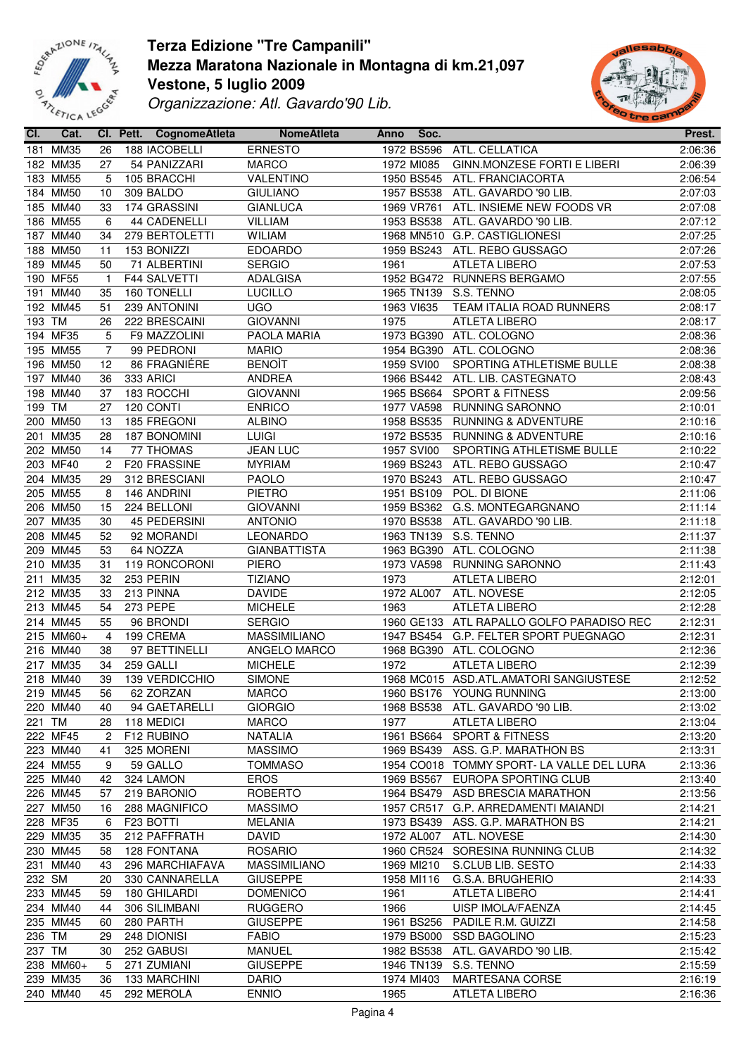## Terza Edizione "Tre Campanili"
## Mezza Maratona Nazionale in Montagna di km.21,097
## Vestone, 5 luglio 2009

*Organizzazione: Atl. Gavardo'90 Lib.*

| Cl. | Cat. | Cl. | Pett. | CognomeAtleta | NomeAtleta | Anno | Soc. | | Prest. |
|---|---|---|---|---|---|---|---|---|---|
| 181 | MM35 | 26 | 188 | IACOBELLI | ERNESTO | 1972 | BS596 | ATL. CELLATICA | 2:06:36 |
| 182 | MM35 | 27 | 54 | PANIZZARI | MARCO | 1972 | MI085 | GINN.MONZESE FORTI E LIBERI | 2:06:39 |
| 183 | MM55 | 5 | 105 | BRACCHI | VALENTINO | 1950 | BS545 | ATL. FRANCIACORTA | 2:06:54 |
| 184 | MM50 | 10 | 309 | BALDO | GIULIANO | 1957 | BS538 | ATL. GAVARDO '90 LIB. | 2:07:03 |
| 185 | MM40 | 33 | 174 | GRASSINI | GIANLUCA | 1969 | VR761 | ATL. INSIEME NEW FOODS VR | 2:07:08 |
| 186 | MM55 | 6 | 44 | CADENELLI | VILLIAM | 1953 | BS538 | ATL. GAVARDO '90 LIB. | 2:07:12 |
| 187 | MM40 | 34 | 279 | BERTOLETTI | WILIAM | 1968 | MN510 | G.P. CASTIGLIONESI | 2:07:25 |
| 188 | MM50 | 11 | 153 | BONIZZI | EDOARDO | 1959 | BS243 | ATL. REBO GUSSAGO | 2:07:26 |
| 189 | MM45 | 50 | 71 | ALBERTINI | SERGIO | 1961 | | ATLETA LIBERO | 2:07:53 |
| 190 | MF55 | 1 | F44 | SALVETTI | ADALGISA | 1952 | BG472 | RUNNERS BERGAMO | 2:07:55 |
| 191 | MM40 | 35 | 160 | TONELLI | LUCILLO | 1965 | TN139 | S.S. TENNO | 2:08:05 |
| 192 | MM45 | 51 | 239 | ANTONINI | UGO | 1963 | VI635 | TEAM ITALIA ROAD RUNNERS | 2:08:17 |
| 193 | TM | 26 | 222 | BRESCAINI | GIOVANNI | 1975 | | ATLETA LIBERO | 2:08:17 |
| 194 | MF35 | 5 | F9 | MAZZOLINI | PAOLA MARIA | 1973 | BG390 | ATL. COLOGNO | 2:08:36 |
| 195 | MM55 | 7 | 99 | PEDRONI | MARIO | 1954 | BG390 | ATL. COLOGNO | 2:08:36 |
| 196 | MM50 | 12 | 86 | FRAGNIÈRE | BENOÎT | 1959 | SVI00 | SPORTING ATHLETISME BULLE | 2:08:38 |
| 197 | MM40 | 36 | 333 | ARICI | ANDREA | 1966 | BS442 | ATL. LIB. CASTEGNATO | 2:08:43 |
| 198 | MM40 | 37 | 183 | ROCCHI | GIOVANNI | 1965 | BS664 | SPORT & FITNESS | 2:09:56 |
| 199 | TM | 27 | 120 | CONTI | ENRICO | 1977 | VA598 | RUNNING SARONNO | 2:10:01 |
| 200 | MM50 | 13 | 185 | FREGONI | ALBINO | 1958 | BS535 | RUNNING & ADVENTURE | 2:10:16 |
| 201 | MM35 | 28 | 187 | BONOMINI | LUIGI | 1972 | BS535 | RUNNING & ADVENTURE | 2:10:16 |
| 202 | MM50 | 14 | 77 | THOMAS | JEAN LUC | 1957 | SVI00 | SPORTING ATHLETISME BULLE | 2:10:22 |
| 203 | MF40 | 2 | F20 | FRASSINE | MYRIAM | 1969 | BS243 | ATL. REBO GUSSAGO | 2:10:47 |
| 204 | MM35 | 29 | 312 | BRESCIANI | PAOLO | 1970 | BS243 | ATL. REBO GUSSAGO | 2:10:47 |
| 205 | MM55 | 8 | 146 | ANDRINI | PIETRO | 1951 | BS109 | POL. DI BIONE | 2:11:06 |
| 206 | MM50 | 15 | 224 | BELLONI | GIOVANNI | 1959 | BS362 | G.S. MONTEGARGNANO | 2:11:14 |
| 207 | MM35 | 30 | 45 | PEDERSINI | ANTONIO | 1970 | BS538 | ATL. GAVARDO '90 LIB. | 2:11:18 |
| 208 | MM45 | 52 | 92 | MORANDI | LEONARDO | 1963 | TN139 | S.S. TENNO | 2:11:37 |
| 209 | MM45 | 53 | 64 | NOZZA | GIANBATTISTA | 1963 | BG390 | ATL. COLOGNO | 2:11:38 |
| 210 | MM35 | 31 | 119 | RONCORONI | PIERO | 1973 | VA598 | RUNNING SARONNO | 2:11:43 |
| 211 | MM35 | 32 | 253 | PERIN | TIZIANO | 1973 | | ATLETA LIBERO | 2:12:01 |
| 212 | MM35 | 33 | 213 | PINNA | DAVIDE | 1972 | AL007 | ATL. NOVESE | 2:12:05 |
| 213 | MM45 | 54 | 273 | PEPE | MICHELE | 1963 | | ATLETA LIBERO | 2:12:28 |
| 214 | MM45 | 55 | 96 | BRONDI | SERGIO | 1960 | GE133 | ATL RAPALLO GOLFO PARADISO REC | 2:12:31 |
| 215 | MM60+ | 4 | 199 | CREMA | MASSIMILIANO | 1947 | BS454 | G.P. FELTER SPORT PUEGNAGO | 2:12:31 |
| 216 | MM40 | 38 | 97 | BETTINELLI | ANGELO MARCO | 1968 | BG390 | ATL. COLOGNO | 2:12:36 |
| 217 | MM35 | 34 | 259 | GALLI | MICHELE | 1972 | | ATLETA LIBERO | 2:12:39 |
| 218 | MM40 | 39 | 139 | VERDICCHIO | SIMONE | 1968 | MC015 | ASD.ATL.AMATORI SANGIUSTESE | 2:12:52 |
| 219 | MM45 | 56 | 62 | ZORZAN | MARCO | 1960 | BS176 | YOUNG RUNNING | 2:13:00 |
| 220 | MM40 | 40 | 94 | GAETARELLI | GIORGIO | 1968 | BS538 | ATL. GAVARDO '90 LIB. | 2:13:02 |
| 221 | TM | 28 | 118 | MEDICI | MARCO | 1977 | | ATLETA LIBERO | 2:13:04 |
| 222 | MF45 | 2 | F12 | RUBINO | NATALIA | 1961 | BS664 | SPORT & FITNESS | 2:13:20 |
| 223 | MM40 | 41 | 325 | MORENI | MASSIMO | 1969 | BS439 | ASS. G.P. MARATHON BS | 2:13:31 |
| 224 | MM55 | 9 | 59 | GALLO | TOMMASO | 1954 | CO018 | TOMMY SPORT- LA VALLE DEL LURA | 2:13:36 |
| 225 | MM40 | 42 | 324 | LAMON | EROS | 1969 | BS567 | EUROPA SPORTING CLUB | 2:13:40 |
| 226 | MM45 | 57 | 219 | BARONIO | ROBERTO | 1964 | BS479 | ASD BRESCIA MARATHON | 2:13:56 |
| 227 | MM50 | 16 | 288 | MAGNIFICO | MASSIMO | 1957 | CR517 | G.P. ARREDAMENTI MAIANDI | 2:14:21 |
| 228 | MF35 | 6 | F23 | BOTTI | MELANIA | 1973 | BS439 | ASS. G.P. MARATHON BS | 2:14:21 |
| 229 | MM35 | 35 | 212 | PAFFRATH | DAVID | 1972 | AL007 | ATL. NOVESE | 2:14:30 |
| 230 | MM45 | 58 | 128 | FONTANA | ROSARIO | 1960 | CR524 | SORESINA RUNNING CLUB | 2:14:32 |
| 231 | MM40 | 43 | 296 | MARCHIAFAVA | MASSIMILIANO | 1969 | MI210 | S.CLUB LIB. SESTO | 2:14:33 |
| 232 | SM | 20 | 330 | CANNARELLA | GIUSEPPE | 1958 | MI116 | G.S.A. BRUGHERIO | 2:14:33 |
| 233 | MM45 | 59 | 180 | GHILARDI | DOMENICO | 1961 | | ATLETA LIBERO | 2:14:41 |
| 234 | MM40 | 44 | 306 | SILIMBANI | RUGGERO | 1966 | | UISP IMOLA/FAENZA | 2:14:45 |
| 235 | MM45 | 60 | 280 | PARTH | GIUSEPPE | 1961 | BS256 | PADILE R.M. GUIZZI | 2:14:58 |
| 236 | TM | 29 | 248 | DIONISI | FABIO | 1979 | BS000 | SSD BAGOLINO | 2:15:23 |
| 237 | TM | 30 | 252 | GABUSI | MANUEL | 1982 | BS538 | ATL. GAVARDO '90 LIB. | 2:15:42 |
| 238 | MM60+ | 5 | 271 | ZUMIANI | GIUSEPPE | 1946 | TN139 | S.S. TENNO | 2:15:59 |
| 239 | MM35 | 36 | 133 | MARCHINI | DARIO | 1974 | MI403 | MARTESANA CORSE | 2:16:19 |
| 240 | MM40 | 45 | 292 | MEROLA | ENNIO | 1965 | | ATLETA LIBERO | 2:16:36 |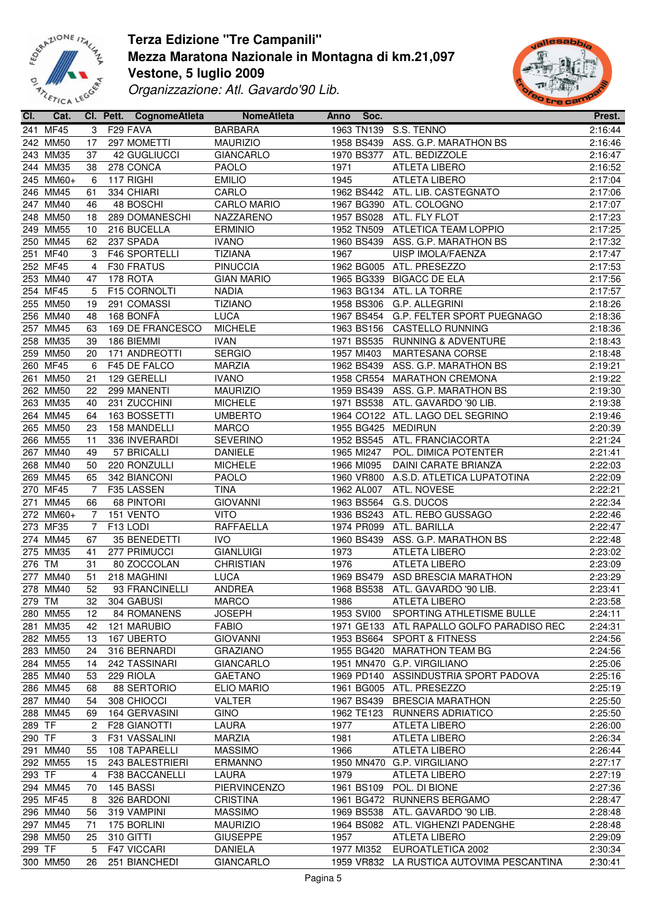# Terza Edizione "Tre Campanili"
## Mezza Maratona Nazionale in Montagna di km.21,097
## Vestone, 5 luglio 2009
*Organizzazione: Atl. Gavardo'90 Lib.*

| Cl. | Cat. | Cl. | Pett. | CognomeAtleta | NomeAtleta | Anno | Soc. | | Prest. |
|---|---|---|---|---|---|---|---|---|---|
| 241 | MF45 | 3 | F29 | FAVA | BARBARA | 1963 | TN139 | S.S. TENNO | 2:16:44 |
| 242 | MM50 | 17 | 297 | MOMETTI | MAURIZIO | 1958 | BS439 | ASS. G.P. MARATHON BS | 2:16:46 |
| 243 | MM35 | 37 | 42 | GUGLIUCCI | GIANCARLO | 1970 | BS377 | ATL. BEDIZZOLE | 2:16:47 |
| 244 | MM35 | 38 | 278 | CONCA | PAOLO | 1971 | | ATLETA LIBERO | 2:16:52 |
| 245 | MM60+ | 6 | 117 | RIGHI | EMILIO | 1945 | | ATLETA LIBERO | 2:17:04 |
| 246 | MM45 | 61 | 334 | CHIARI | CARLO | 1962 | BS442 | ATL. LIB. CASTEGNATO | 2:17:06 |
| 247 | MM40 | 46 | 48 | BOSCHI | CARLO MARIO | 1967 | BG390 | ATL. COLOGNO | 2:17:07 |
| 248 | MM50 | 18 | 289 | DOMANESCHI | NAZZARENO | 1957 | BS028 | ATL. FLY FLOT | 2:17:23 |
| 249 | MM55 | 10 | 216 | BUCELLA | ERMINIO | 1952 | TN509 | ATLETICA TEAM LOPPIO | 2:17:25 |
| 250 | MM45 | 62 | 237 | SPADA | IVANO | 1960 | BS439 | ASS. G.P. MARATHON BS | 2:17:32 |
| 251 | MF40 | 3 | F46 | SPORTELLI | TIZIANA | 1967 | | UISP IMOLA/FAENZA | 2:17:47 |
| 252 | MF45 | 4 | F30 | FRATUS | PINUCCIA | 1962 | BG005 | ATL. PRESEZZO | 2:17:53 |
| 253 | MM40 | 47 | 178 | ROTA | GIAN MARIO | 1965 | BG339 | BIGACC DE ELA | 2:17:56 |
| 254 | MF45 | 5 | F15 | CORNOLTI | NADIA | 1963 | BG134 | ATL. LA TORRE | 2:17:57 |
| 255 | MM50 | 19 | 291 | COMASSI | TIZIANO | 1958 | BS306 | G.P. ALLEGRINI | 2:18:26 |
| 256 | MM40 | 48 | 168 | BONFÀ | LUCA | 1967 | BS454 | G.P. FELTER SPORT PUEGNAGO | 2:18:36 |
| 257 | MM45 | 63 | 169 | DE FRANCESCO | MICHELE | 1963 | BS156 | CASTELLO RUNNING | 2:18:36 |
| 258 | MM35 | 39 | 186 | BIEMMI | IVAN | 1971 | BS535 | RUNNING & ADVENTURE | 2:18:43 |
| 259 | MM50 | 20 | 171 | ANDREOTTI | SERGIO | 1957 | MI403 | MARTESANA CORSE | 2:18:48 |
| 260 | MF45 | 6 | F45 | DE FALCO | MARZIA | 1962 | BS439 | ASS. G.P. MARATHON BS | 2:19:21 |
| 261 | MM50 | 21 | 129 | GERELLI | IVANO | 1958 | CR554 | MARATHON CREMONA | 2:19:22 |
| 262 | MM50 | 22 | 299 | MANENTI | MAURIZIO | 1959 | BS439 | ASS. G.P. MARATHON BS | 2:19:30 |
| 263 | MM35 | 40 | 231 | ZUCCHINI | MICHELE | 1971 | BS538 | ATL. GAVARDO '90 LIB. | 2:19:38 |
| 264 | MM45 | 64 | 163 | BOSSETTI | UMBERTO | 1964 | CO122 | ATL. LAGO DEL SEGRINO | 2:19:46 |
| 265 | MM50 | 23 | 158 | MANDELLI | MARCO | 1955 | BG425 | MEDIRUN | 2:20:39 |
| 266 | MM55 | 11 | 336 | INVERARDI | SEVERINO | 1952 | BS545 | ATL. FRANCIACORTA | 2:21:24 |
| 267 | MM40 | 49 | 57 | BRICALLI | DANIELE | 1965 | MI247 | POL. DIMICA POTENTER | 2:21:41 |
| 268 | MM40 | 50 | 220 | RONZULLI | MICHELE | 1966 | MI095 | DAINI CARATE BRIANZA | 2:22:03 |
| 269 | MM45 | 65 | 342 | BIANCONI | PAOLO | 1960 | VR800 | A.S.D. ATLETICA LUPATOTINA | 2:22:09 |
| 270 | MF45 | 7 | F35 | LASSEN | TINA | 1962 | AL007 | ATL. NOVESE | 2:22:21 |
| 271 | MM45 | 66 | 68 | PINTORI | GIOVANNI | 1963 | BS564 | G.S. DUCOS | 2:22:34 |
| 272 | MM60+ | 7 | 151 | VENTO | VITO | 1936 | BS243 | ATL. REBO GUSSAGO | 2:22:46 |
| 273 | MF35 | 7 | F13 | LODI | RAFFAELLA | 1974 | PR099 | ATL. BARILLA | 2:22:47 |
| 274 | MM45 | 67 | 35 | BENEDETTI | IVO | 1960 | BS439 | ASS. G.P. MARATHON BS | 2:22:48 |
| 275 | MM35 | 41 | 277 | PRIMUCCI | GIANLUIGI | 1973 | | ATLETA LIBERO | 2:23:02 |
| 276 | TM | 31 | 80 | ZOCCOLAN | CHRISTIAN | 1976 | | ATLETA LIBERO | 2:23:09 |
| 277 | MM40 | 51 | 218 | MAGHINI | LUCA | 1969 | BS479 | ASD BRESCIA MARATHON | 2:23:29 |
| 278 | MM40 | 52 | 93 | FRANCINELLI | ANDREA | 1968 | BS538 | ATL. GAVARDO '90 LIB. | 2:23:41 |
| 279 | TM | 32 | 304 | GABUSI | MARCO | 1986 | | ATLETA LIBERO | 2:23:58 |
| 280 | MM55 | 12 | 84 | ROMANENS | JOSEPH | 1953 | SVI00 | SPORTING ATHLETISME BULLE | 2:24:11 |
| 281 | MM35 | 42 | 121 | MARUBIO | FABIO | 1971 | GE133 | ATL RAPALLO GOLFO PARADISO REC | 2:24:31 |
| 282 | MM55 | 13 | 167 | UBERTO | GIOVANNI | 1953 | BS664 | SPORT & FITNESS | 2:24:56 |
| 283 | MM50 | 24 | 316 | BERNARDI | GRAZIANO | 1955 | BG420 | MARATHON TEAM BG | 2:24:56 |
| 284 | MM55 | 14 | 242 | TASSINARI | GIANCARLO | 1951 | MN470 | G.P. VIRGILIANO | 2:25:06 |
| 285 | MM40 | 53 | 229 | RIOLA | GAETANO | 1969 | PD140 | ASSINDUSTRIA SPORT PADOVA | 2:25:16 |
| 286 | MM45 | 68 | 88 | SERTORIO | ELIO MARIO | 1961 | BG005 | ATL. PRESEZZO | 2:25:19 |
| 287 | MM40 | 54 | 308 | CHIOCCI | VALTER | 1967 | BS439 | BRESCIA MARATHON | 2:25:50 |
| 288 | MM45 | 69 | 164 | GERVASINI | GINO | 1962 | TE123 | RUNNERS ADRIATICO | 2:25:50 |
| 289 | TF | 2 | F28 | GIANOTTI | LAURA | 1977 | | ATLETA LIBERO | 2:26:00 |
| 290 | TF | 3 | F31 | VASSALINI | MARZIA | 1981 | | ATLETA LIBERO | 2:26:34 |
| 291 | MM40 | 55 | 108 | TAPARELLI | MASSIMO | 1966 | | ATLETA LIBERO | 2:26:44 |
| 292 | MM55 | 15 | 243 | BALESTRIERI | ERMANNO | 1950 | MN470 | G.P. VIRGILIANO | 2:27:17 |
| 293 | TF | 4 | F38 | BACCANELLI | LAURA | 1979 | | ATLETA LIBERO | 2:27:19 |
| 294 | MM45 | 70 | 145 | BASSI | PIERVINCENZO | 1961 | BS109 | POL. DI BIONE | 2:27:36 |
| 295 | MF45 | 8 | 326 | BARDONI | CRISTINA | 1961 | BG472 | RUNNERS BERGAMO | 2:28:47 |
| 296 | MM40 | 56 | 319 | VAMPINI | MASSIMO | 1969 | BS538 | ATL. GAVARDO '90 LIB. | 2:28:48 |
| 297 | MM45 | 71 | 175 | BORLINI | MAURIZIO | 1964 | BS082 | ATL. VIGHENZI PADENGHE | 2:28:48 |
| 298 | MM50 | 25 | 310 | GITTI | GIUSEPPE | 1957 | | ATLETA LIBERO | 2:29:09 |
| 299 | TF | 5 | F47 | VICCARI | DANIELA | 1977 | MI352 | EUROATLETICA 2002 | 2:30:34 |
| 300 | MM50 | 26 | 251 | BIANCHEDI | GIANCARLO | 1959 | VR832 | LA RUSTICA AUTOVIMA PESCANTINA | 2:30:41 |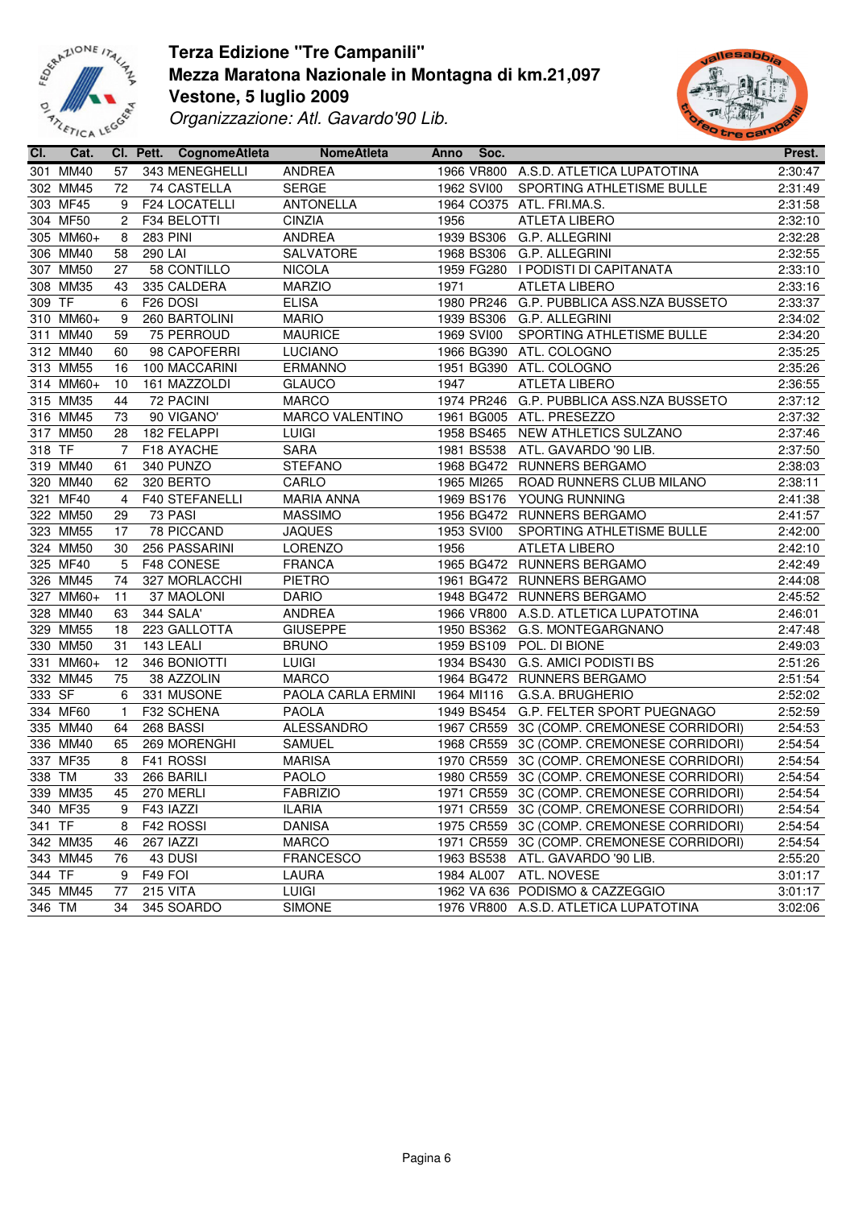# Terza Edizione "Tre Campanili"
## Mezza Maratona Nazionale in Montagna di km.21,097
## Vestone, 5 luglio 2009
*Organizzazione: Atl. Gavardo'90 Lib.*

| Cl. | Cat. | Cl. | Pett. | CognomeAtleta | NomeAtleta | Anno | Soc. | | Prest. |
|---|---|---|---|---|---|---|---|---|---|
| 301 | MM40 | 57 | 343 | MENEGHELLI | ANDREA | 1966 | VR800 | A.S.D. ATLETICA LUPATOTINA | 2:30:47 |
| 302 | MM45 | 72 | 74 | CASTELLA | SERGE | 1962 | SVI00 | SPORTING ATHLETISME BULLE | 2:31:49 |
| 303 | MF45 | 9 | F24 | LOCATELLI | ANTONELLA | 1964 | CO375 | ATL. FRI.MA.S. | 2:31:58 |
| 304 | MF50 | 2 | F34 | BELOTTI | CINZIA | 1956 | | ATLETA LIBERO | 2:32:10 |
| 305 | MM60+ | 8 | 283 | PINI | ANDREA | 1939 | BS306 | G.P. ALLEGRINI | 2:32:28 |
| 306 | MM40 | 58 | 290 | LAI | SALVATORE | 1968 | BS306 | G.P. ALLEGRINI | 2:32:55 |
| 307 | MM50 | 27 | 58 | CONTILLO | NICOLA | 1959 | FG280 | I PODISTI DI CAPITANATA | 2:33:10 |
| 308 | MM35 | 43 | 335 | CALDERA | MARZIO | 1971 | | ATLETA LIBERO | 2:33:16 |
| 309 | TF | 6 | F26 | DOSI | ELISA | 1980 | PR246 | G.P. PUBBLICA ASS.NZA BUSSETO | 2:33:37 |
| 310 | MM60+ | 9 | 260 | BARTOLINI | MARIO | 1939 | BS306 | G.P. ALLEGRINI | 2:34:02 |
| 311 | MM40 | 59 | 75 | PERROUD | MAURICE | 1969 | SVI00 | SPORTING ATHLETISME BULLE | 2:34:20 |
| 312 | MM40 | 60 | 98 | CAPOFERRI | LUCIANO | 1966 | BG390 | ATL. COLOGNO | 2:35:25 |
| 313 | MM55 | 16 | 100 | MACCARINI | ERMANNO | 1951 | BG390 | ATL. COLOGNO | 2:35:26 |
| 314 | MM60+ | 10 | 161 | MAZZOLDI | GLAUCO | 1947 | | ATLETA LIBERO | 2:36:55 |
| 315 | MM35 | 44 | 72 | PACINI | MARCO | 1974 | PR246 | G.P. PUBBLICA ASS.NZA BUSSETO | 2:37:12 |
| 316 | MM45 | 73 | 90 | VIGANO' | MARCO VALENTINO | 1961 | BG005 | ATL. PRESEZZO | 2:37:32 |
| 317 | MM50 | 28 | 182 | FELAPPI | LUIGI | 1958 | BS465 | NEW ATHLETICS SULZANO | 2:37:46 |
| 318 | TF | 7 | F18 | AYACHE | SARA | 1981 | BS538 | ATL. GAVARDO '90 LIB. | 2:37:50 |
| 319 | MM40 | 61 | 340 | PUNZO | STEFANO | 1968 | BG472 | RUNNERS BERGAMO | 2:38:03 |
| 320 | MM40 | 62 | 320 | BERTO | CARLO | 1965 | MI265 | ROAD RUNNERS CLUB MILANO | 2:38:11 |
| 321 | MF40 | 4 | F40 | STEFANELLI | MARIA ANNA | 1969 | BS176 | YOUNG RUNNING | 2:41:38 |
| 322 | MM50 | 29 | 73 | PASI | MASSIMO | 1956 | BG472 | RUNNERS BERGAMO | 2:41:57 |
| 323 | MM55 | 17 | 78 | PICCAND | JAQUES | 1953 | SVI00 | SPORTING ATHLETISME BULLE | 2:42:00 |
| 324 | MM50 | 30 | 256 | PASSARINI | LORENZO | 1956 | | ATLETA LIBERO | 2:42:10 |
| 325 | MF40 | 5 | F48 | CONESE | FRANCA | 1965 | BG472 | RUNNERS BERGAMO | 2:42:49 |
| 326 | MM45 | 74 | 327 | MORLACCHI | PIETRO | 1961 | BG472 | RUNNERS BERGAMO | 2:44:08 |
| 327 | MM60+ | 11 | 37 | MAOLONI | DARIO | 1948 | BG472 | RUNNERS BERGAMO | 2:45:52 |
| 328 | MM40 | 63 | 344 | SALA' | ANDREA | 1966 | VR800 | A.S.D. ATLETICA LUPATOTINA | 2:46:01 |
| 329 | MM55 | 18 | 223 | GALLOTTA | GIUSEPPE | 1950 | BS362 | G.S. MONTEGARGNANO | 2:47:48 |
| 330 | MM50 | 31 | 143 | LEALI | BRUNO | 1959 | BS109 | POL. DI BIONE | 2:49:03 |
| 331 | MM60+ | 12 | 346 | BONIOTTI | LUIGI | 1934 | BS430 | G.S. AMICI PODISTI BS | 2:51:26 |
| 332 | MM45 | 75 | 38 | AZZOLIN | MARCO | 1964 | BG472 | RUNNERS BERGAMO | 2:51:54 |
| 333 | SF | 6 | 331 | MUSONE | PAOLA CARLA ERMINI | 1964 | MI116 | G.S.A. BRUGHERIO | 2:52:02 |
| 334 | MF60 | 1 | F32 | SCHENA | PAOLA | 1949 | BS454 | G.P. FELTER SPORT PUEGNAGO | 2:52:59 |
| 335 | MM40 | 64 | 268 | BASSI | ALESSANDRO | 1967 | CR559 | 3C (COMP. CREMONESE CORRIDORI) | 2:54:53 |
| 336 | MM40 | 65 | 269 | MORENGHI | SAMUEL | 1968 | CR559 | 3C (COMP. CREMONESE CORRIDORI) | 2:54:54 |
| 337 | MF35 | 8 | F41 | ROSSI | MARISA | 1970 | CR559 | 3C (COMP. CREMONESE CORRIDORI) | 2:54:54 |
| 338 | TM | 33 | 266 | BARILI | PAOLO | 1980 | CR559 | 3C (COMP. CREMONESE CORRIDORI) | 2:54:54 |
| 339 | MM35 | 45 | 270 | MERLI | FABRIZIO | 1971 | CR559 | 3C (COMP. CREMONESE CORRIDORI) | 2:54:54 |
| 340 | MF35 | 9 | F43 | IAZZI | ILARIA | 1971 | CR559 | 3C (COMP. CREMONESE CORRIDORI) | 2:54:54 |
| 341 | TF | 8 | F42 | ROSSI | DANISA | 1975 | CR559 | 3C (COMP. CREMONESE CORRIDORI) | 2:54:54 |
| 342 | MM35 | 46 | 267 | IAZZI | MARCO | 1971 | CR559 | 3C (COMP. CREMONESE CORRIDORI) | 2:54:54 |
| 343 | MM45 | 76 | 43 | DUSI | FRANCESCO | 1963 | BS538 | ATL. GAVARDO '90 LIB. | 2:55:20 |
| 344 | TF | 9 | F49 | FOI | LAURA | 1984 | AL007 | ATL. NOVESE | 3:01:17 |
| 345 | MM45 | 77 | 215 | VITA | LUIGI | 1962 | VA 636 | PODISMO & CAZZEGGIO | 3:01:17 |
| 346 | TM | 34 | 345 | SOARDO | SIMONE | 1976 | VR800 | A.S.D. ATLETICA LUPATOTINA | 3:02:06 |